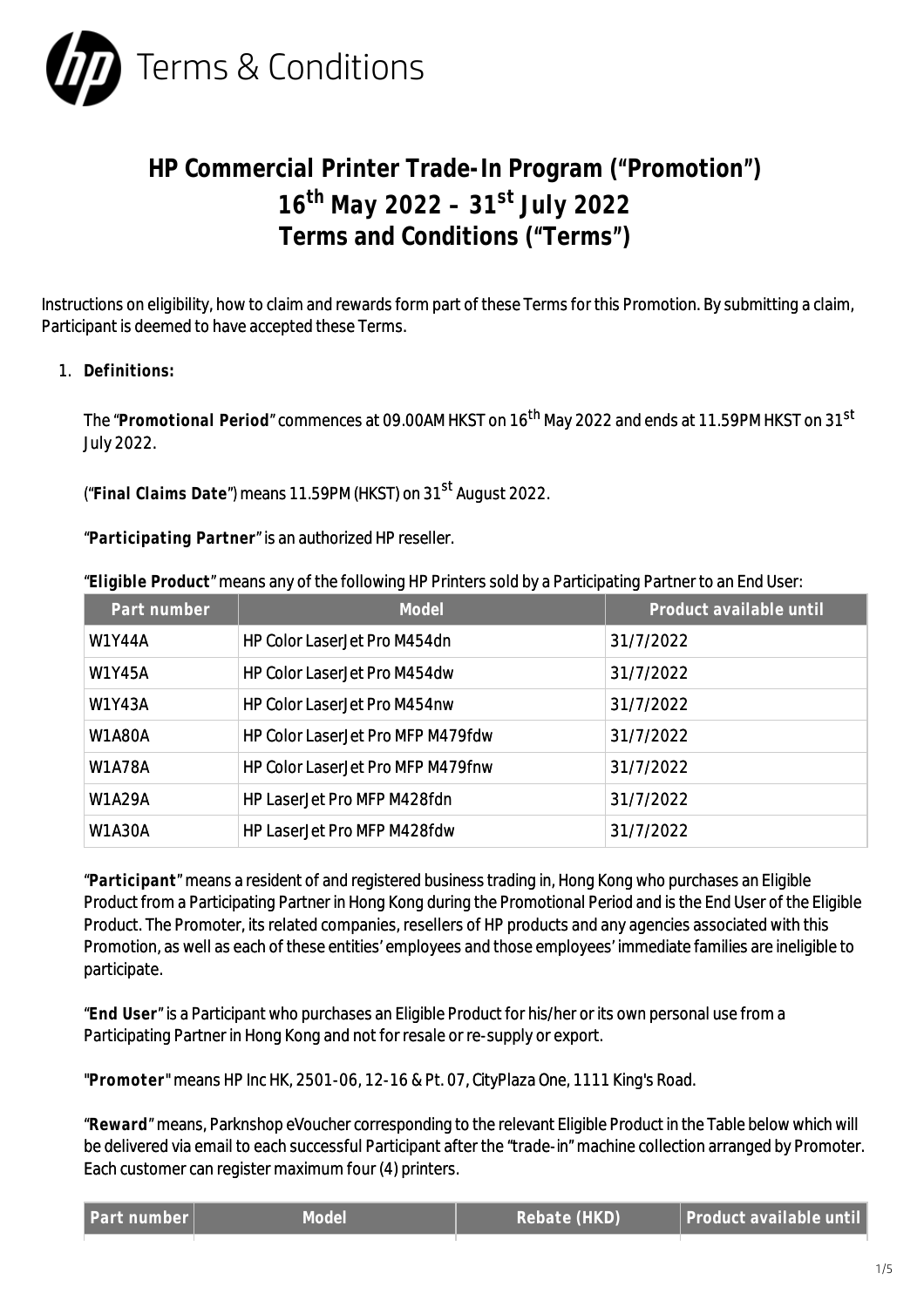# Terms & Conditions

## HP Commercial Printer Trade-In Program ("Promotion")
## 16th May 2022 – 31st July 2022
## Terms and Conditions ("Terms")

Instructions on eligibility, how to claim and rewards form part of these Terms for this Promotion. By submitting a claim, Participant is deemed to have accepted these Terms.

1. **Definitions:**

   The "**Promotional Period**" commences at 09.00AM HKST on 16th May 2022 and ends at 11.59PM HKST on 31st July 2022.

   ("**Final Claims Date**") means 11.59PM (HKST) on 31st August 2022.

   "**Participating Partner**" is an authorized HP reseller.

   "**Eligible Product**" means any of the following HP Printers sold by a Participating Partner to an End User:

| Part number | Model | Product available until |
|---|---|---|
| W1Y44A | HP Color LaserJet Pro M454dn | 31/7/2022 |
| W1Y45A | HP Color LaserJet Pro M454dw | 31/7/2022 |
| W1Y43A | HP Color LaserJet Pro M454nw | 31/7/2022 |
| W1A80A | HP Color LaserJet Pro MFP M479fdw | 31/7/2022 |
| W1A78A | HP Color LaserJet Pro MFP M479fnw | 31/7/2022 |
| W1A29A | HP LaserJet Pro MFP M428fdn | 31/7/2022 |
| W1A30A | HP LaserJet Pro MFP M428fdw | 31/7/2022 |

   "**Participant**" means a resident of and registered business trading in, Hong Kong who purchases an Eligible Product from a Participating Partner in Hong Kong during the Promotional Period and is the End User of the Eligible Product. The Promoter, its related companies, resellers of HP products and any agencies associated with this Promotion, as well as each of these entities' employees and those employees' immediate families are ineligible to participate.

   "**End User**" is a Participant who purchases an Eligible Product for his/her or its own personal use from a Participating Partner in Hong Kong and not for resale or re-supply or export.

   "**Promoter**" means HP Inc HK, 2501-06, 12-16 & Pt. 07, CityPlaza One, 1111 King's Road.

   "**Reward**" means, Parknshop eVoucher corresponding to the relevant Eligible Product in the Table below which will be delivered via email to each successful Participant after the "trade-in" machine collection arranged by Promoter. Each customer can register maximum four (4) printers.

| Part number | Model | Rebate (HKD) | Product available until |
|---|---|---|---|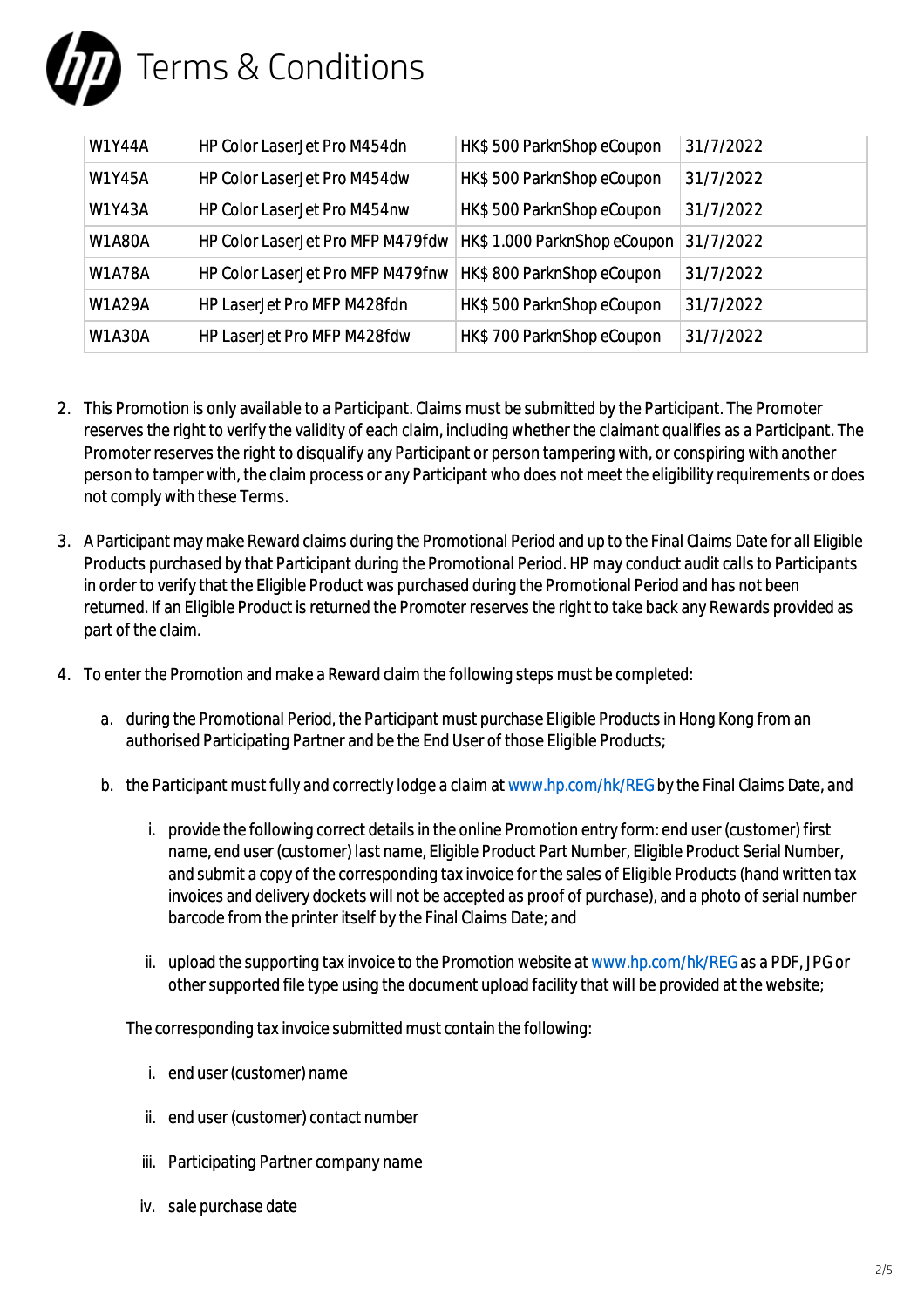# Terms & Conditions

| W1Y44A | HP Color LaserJet Pro M454dn | HK$ 500 ParknShop eCoupon | 31/7/2022 |
|---|---|---|---|
| W1Y45A | HP Color LaserJet Pro M454dw | HK$ 500 ParknShop eCoupon | 31/7/2022 |
| W1Y43A | HP Color LaserJet Pro M454nw | HK$ 500 ParknShop eCoupon | 31/7/2022 |
| W1A80A | HP Color LaserJet Pro MFP M479fdw | HK$ 1.000 ParknShop eCoupon | 31/7/2022 |
| W1A78A | HP Color LaserJet Pro MFP M479fnw | HK$ 800 ParknShop eCoupon | 31/7/2022 |
| W1A29A | HP LaserJet Pro MFP M428fdn | HK$ 500 ParknShop eCoupon | 31/7/2022 |
| W1A30A | HP LaserJet Pro MFP M428fdw | HK$ 700 ParknShop eCoupon | 31/7/2022 |

2. This Promotion is only available to a Participant. Claims must be submitted by the Participant. The Promoter reserves the right to verify the validity of each claim, including whether the claimant qualifies as a Participant. The Promoter reserves the right to disqualify any Participant or person tampering with, or conspiring with another person to tamper with, the claim process or any Participant who does not meet the eligibility requirements or does not comply with these Terms.

3. A Participant may make Reward claims during the Promotional Period and up to the Final Claims Date for all Eligible Products purchased by that Participant during the Promotional Period. HP may conduct audit calls to Participants in order to verify that the Eligible Product was purchased during the Promotional Period and has not been returned. If an Eligible Product is returned the Promoter reserves the right to take back any Rewards provided as part of the claim.

4. To enter the Promotion and make a Reward claim the following steps must be completed:

   a. during the Promotional Period, the Participant must purchase Eligible Products in Hong Kong from an authorised Participating Partner and be the End User of those Eligible Products;

   b. the Participant must fully and correctly lodge a claim at www.hp.com/hk/REG by the Final Claims Date, and

      i. provide the following correct details in the online Promotion entry form: end user (customer) first name, end user (customer) last name, Eligible Product Part Number, Eligible Product Serial Number, and submit a copy of the corresponding tax invoice for the sales of Eligible Products (hand written tax invoices and delivery dockets will not be accepted as proof of purchase), and a photo of serial number barcode from the printer itself by the Final Claims Date; and

      ii. upload the supporting tax invoice to the Promotion website at www.hp.com/hk/REG as a PDF, JPG or other supported file type using the document upload facility that will be provided at the website;

   The corresponding tax invoice submitted must contain the following:

      i. end user (customer) name

      ii. end user (customer) contact number

      iii. Participating Partner company name

      iv. sale purchase date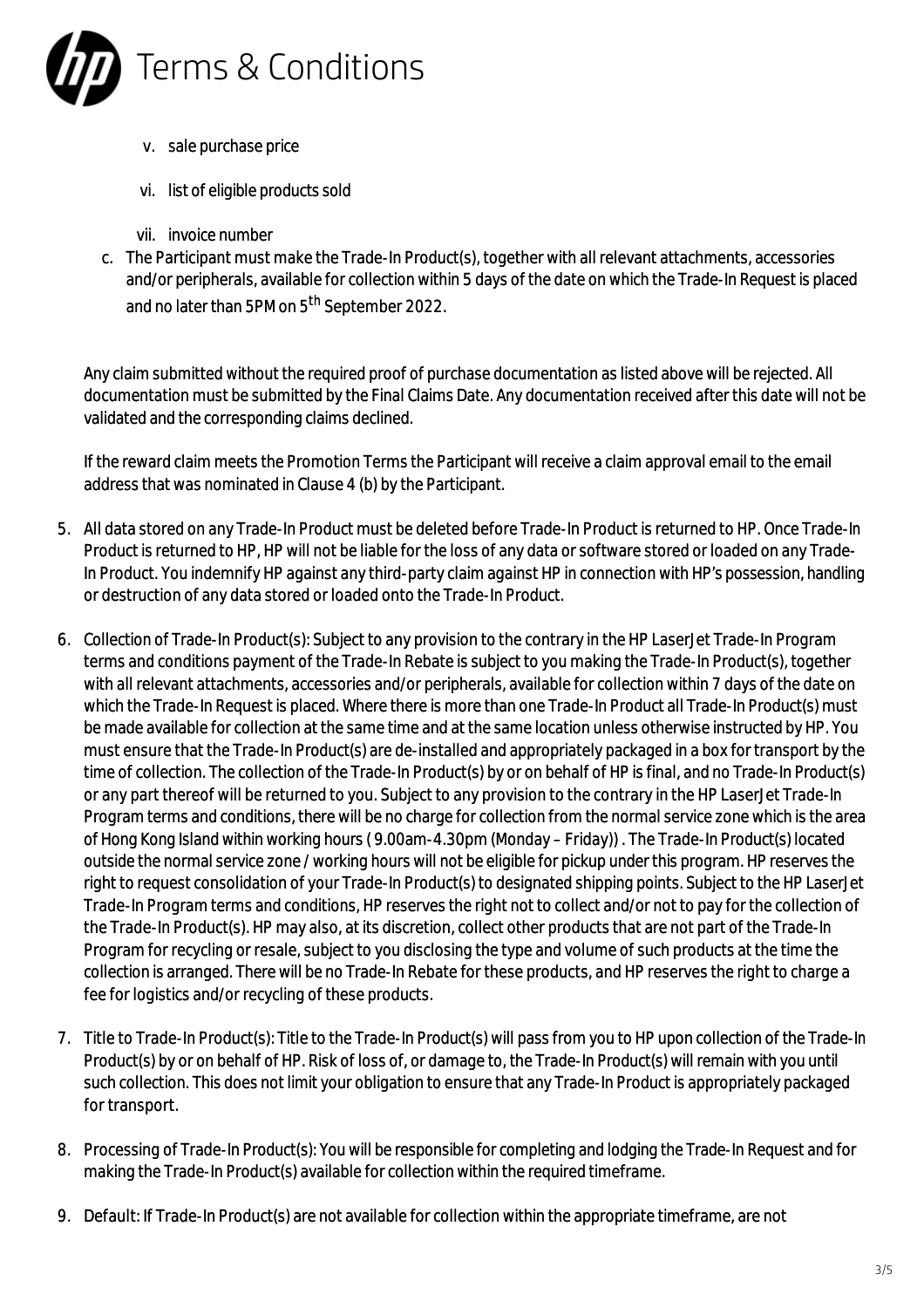v. sale purchase price

   vi. list of eligible products sold

   vii. invoice number

c. The Participant must make the Trade-In Product(s), together with all relevant attachments, accessories and/or peripherals, available for collection within 5 days of the date on which the Trade-In Request is placed and no later than 5PM on 5th September 2022.

Any claim submitted without the required proof of purchase documentation as listed above will be rejected. All documentation must be submitted by the Final Claims Date. Any documentation received after this date will not be validated and the corresponding claims declined.

If the reward claim meets the Promotion Terms the Participant will receive a claim approval email to the email address that was nominated in Clause 4 (b) by the Participant.

5. All data stored on any Trade-In Product must be deleted before Trade-In Product is returned to HP. Once Trade-In Product is returned to HP, HP will not be liable for the loss of any data or software stored or loaded on any Trade-In Product. You indemnify HP against any third-party claim against HP in connection with HP's possession, handling or destruction of any data stored or loaded onto the Trade-In Product.

6. Collection of Trade-In Product(s): Subject to any provision to the contrary in the HP LaserJet Trade-In Program terms and conditions payment of the Trade-In Rebate is subject to you making the Trade-In Product(s), together with all relevant attachments, accessories and/or peripherals, available for collection within 7 days of the date on which the Trade-In Request is placed. Where there is more than one Trade-In Product all Trade-In Product(s) must be made available for collection at the same time and at the same location unless otherwise instructed by HP. You must ensure that the Trade-In Product(s) are de-installed and appropriately packaged in a box for transport by the time of collection. The collection of the Trade-In Product(s) by or on behalf of HP is final, and no Trade-In Product(s) or any part thereof will be returned to you. Subject to any provision to the contrary in the HP LaserJet Trade-In Program terms and conditions, there will be no charge for collection from the normal service zone which is the area of Hong Kong Island within working hours ( 9.00am-4.30pm (Monday – Friday)) . The Trade-In Product(s) located outside the normal service zone / working hours will not be eligible for pickup under this program. HP reserves the right to request consolidation of your Trade-In Product(s) to designated shipping points. Subject to the HP LaserJet Trade-In Program terms and conditions, HP reserves the right not to collect and/or not to pay for the collection of the Trade-In Product(s). HP may also, at its discretion, collect other products that are not part of the Trade-In Program for recycling or resale, subject to you disclosing the type and volume of such products at the time the collection is arranged. There will be no Trade-In Rebate for these products, and HP reserves the right to charge a fee for logistics and/or recycling of these products.

7. Title to Trade-In Product(s): Title to the Trade-In Product(s) will pass from you to HP upon collection of the Trade-In Product(s) by or on behalf of HP. Risk of loss of, or damage to, the Trade-In Product(s) will remain with you until such collection. This does not limit your obligation to ensure that any Trade-In Product is appropriately packaged for transport.

8. Processing of Trade-In Product(s): You will be responsible for completing and lodging the Trade-In Request and for making the Trade-In Product(s) available for collection within the required timeframe.

9. Default: If Trade-In Product(s) are not available for collection within the appropriate timeframe, are not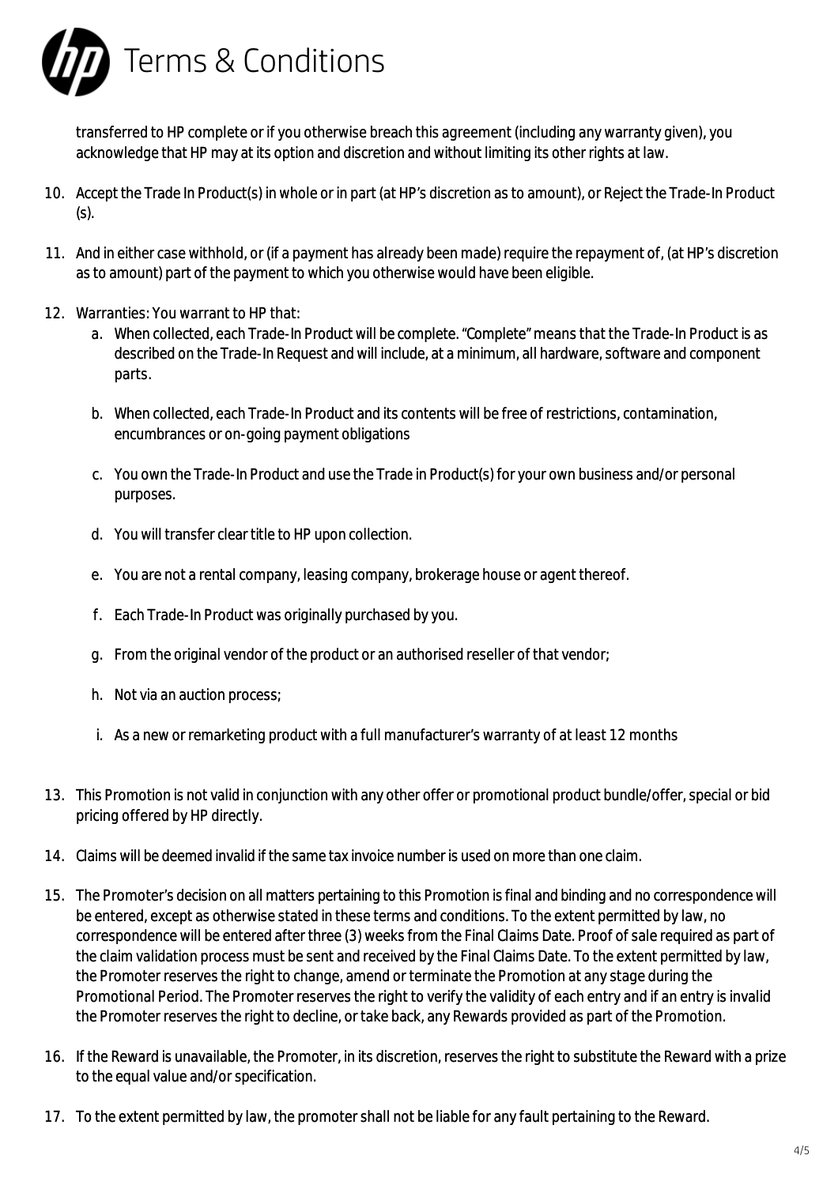transferred to HP complete or if you otherwise breach this agreement (including any warranty given), you acknowledge that HP may at its option and discretion and without limiting its other rights at law.

10. Accept the Trade In Product(s) in whole or in part (at HP's discretion as to amount), or Reject the Trade-In Product (s).

11. And in either case withhold, or (if a payment has already been made) require the repayment of, (at HP's discretion as to amount) part of the payment to which you otherwise would have been eligible.

12. Warranties: You warrant to HP that:
    a. When collected, each Trade-In Product will be complete. "Complete" means that the Trade-In Product is as described on the Trade-In Request and will include, at a minimum, all hardware, software and component parts.

    b. When collected, each Trade-In Product and its contents will be free of restrictions, contamination, encumbrances or on-going payment obligations

    c. You own the Trade-In Product and use the Trade in Product(s) for your own business and/or personal purposes.

    d. You will transfer clear title to HP upon collection.

    e. You are not a rental company, leasing company, brokerage house or agent thereof.

    f. Each Trade-In Product was originally purchased by you.

    g. From the original vendor of the product or an authorised reseller of that vendor;

    h. Not via an auction process;

    i. As a new or remarketing product with a full manufacturer's warranty of at least 12 months

13. This Promotion is not valid in conjunction with any other offer or promotional product bundle/offer, special or bid pricing offered by HP directly.

14. Claims will be deemed invalid if the same tax invoice number is used on more than one claim.

15. The Promoter's decision on all matters pertaining to this Promotion is final and binding and no correspondence will be entered, except as otherwise stated in these terms and conditions. To the extent permitted by law, no correspondence will be entered after three (3) weeks from the Final Claims Date. Proof of sale required as part of the claim validation process must be sent and received by the Final Claims Date. To the extent permitted by law, the Promoter reserves the right to change, amend or terminate the Promotion at any stage during the Promotional Period. The Promoter reserves the right to verify the validity of each entry and if an entry is invalid the Promoter reserves the right to decline, or take back, any Rewards provided as part of the Promotion.

16. If the Reward is unavailable, the Promoter, in its discretion, reserves the right to substitute the Reward with a prize to the equal value and/or specification.

17. To the extent permitted by law, the promoter shall not be liable for any fault pertaining to the Reward.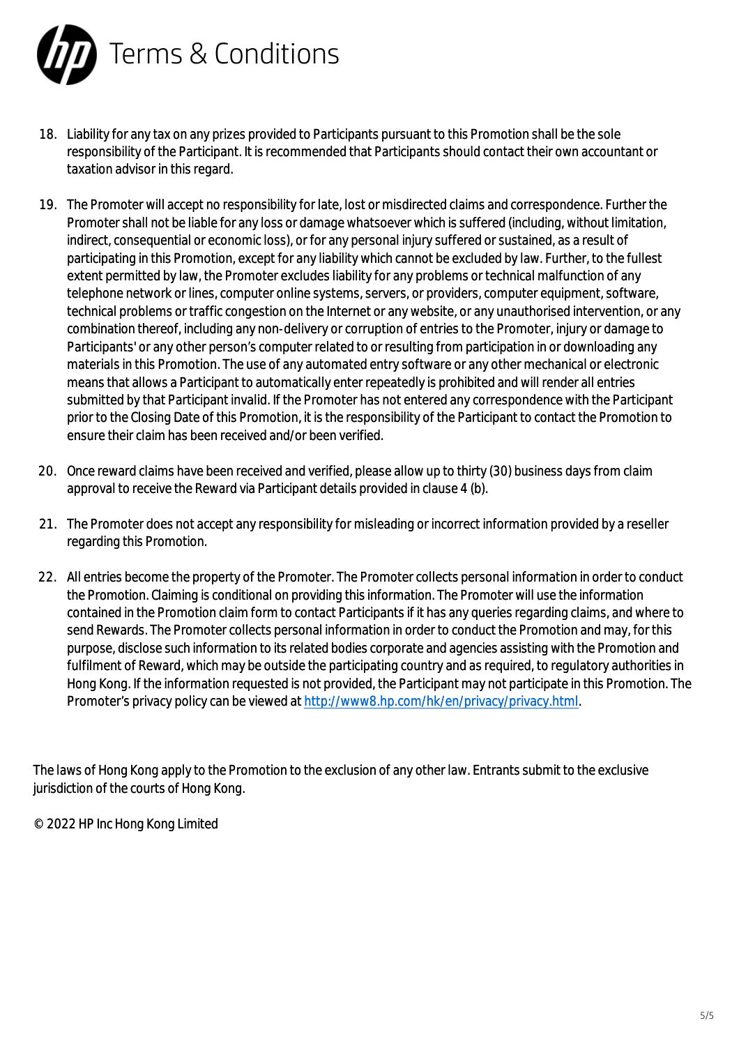# Terms & Conditions

18. Liability for any tax on any prizes provided to Participants pursuant to this Promotion shall be the sole responsibility of the Participant. It is recommended that Participants should contact their own accountant or taxation advisor in this regard.

19. The Promoter will accept no responsibility for late, lost or misdirected claims and correspondence. Further the Promoter shall not be liable for any loss or damage whatsoever which is suffered (including, without limitation, indirect, consequential or economic loss), or for any personal injury suffered or sustained, as a result of participating in this Promotion, except for any liability which cannot be excluded by law. Further, to the fullest extent permitted by law, the Promoter excludes liability for any problems or technical malfunction of any telephone network or lines, computer online systems, servers, or providers, computer equipment, software, technical problems or traffic congestion on the Internet or any website, or any unauthorised intervention, or any combination thereof, including any non-delivery or corruption of entries to the Promoter, injury or damage to Participants' or any other person's computer related to or resulting from participation in or downloading any materials in this Promotion. The use of any automated entry software or any other mechanical or electronic means that allows a Participant to automatically enter repeatedly is prohibited and will render all entries submitted by that Participant invalid. If the Promoter has not entered any correspondence with the Participant prior to the Closing Date of this Promotion, it is the responsibility of the Participant to contact the Promotion to ensure their claim has been received and/or been verified.

20. Once reward claims have been received and verified, please allow up to thirty (30) business days from claim approval to receive the Reward via Participant details provided in clause 4 (b).

21. The Promoter does not accept any responsibility for misleading or incorrect information provided by a reseller regarding this Promotion.

22. All entries become the property of the Promoter. The Promoter collects personal information in order to conduct the Promotion. Claiming is conditional on providing this information. The Promoter will use the information contained in the Promotion claim form to contact Participants if it has any queries regarding claims, and where to send Rewards. The Promoter collects personal information in order to conduct the Promotion and may, for this purpose, disclose such information to its related bodies corporate and agencies assisting with the Promotion and fulfilment of Reward, which may be outside the participating country and as required, to regulatory authorities in Hong Kong. If the information requested is not provided, the Participant may not participate in this Promotion. The Promoter's privacy policy can be viewed at http://www8.hp.com/hk/en/privacy/privacy.html.

The laws of Hong Kong apply to the Promotion to the exclusion of any other law. Entrants submit to the exclusive jurisdiction of the courts of Hong Kong.

© 2022 HP Inc Hong Kong Limited